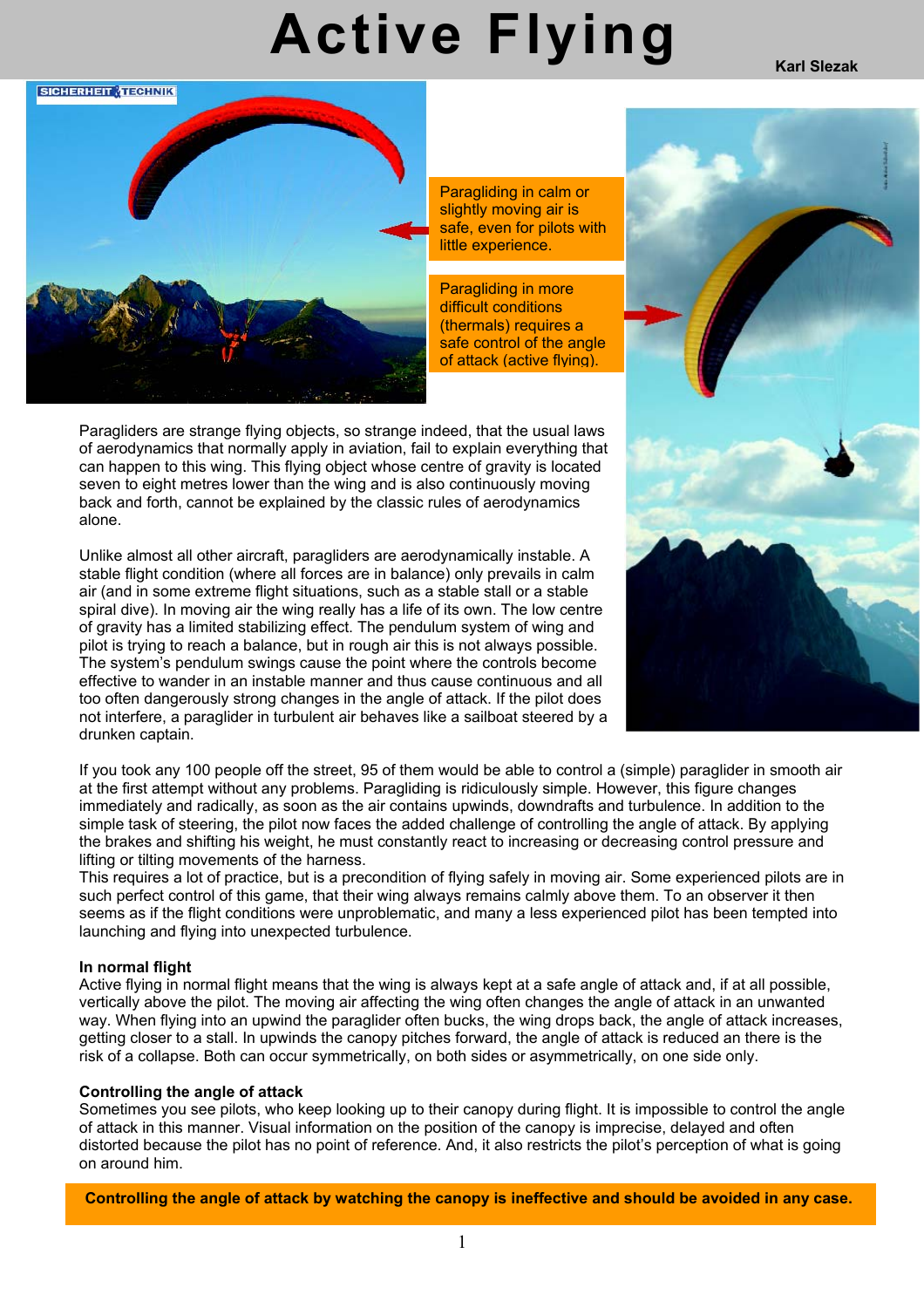# Active Flying

**Karl Slezak**

SICHERHEIT & TECHNIK

Paragliding in calm or slightly moving air is safe, even for pilots with little experience.

Paragliding in more difficult conditions (thermals) requires a safe control of the angle of attack (active flying).

Paragliders are strange flying objects, so strange indeed, that the usual laws of aerodynamics that normally apply in aviation, fail to explain everything that can happen to this wing. This flying object whose centre of gravity is located seven to eight metres lower than the wing and is also continuously moving back and forth, cannot be explained by the classic rules of aerodynamics alone.

Unlike almost all other aircraft, paragliders are aerodynamically instable. A stable flight condition (where all forces are in balance) only prevails in calm air (and in some extreme flight situations, such as a stable stall or a stable spiral dive). In moving air the wing really has a life of its own. The low centre of gravity has a limited stabilizing effect. The pendulum system of wing and pilot is trying to reach a balance, but in rough air this is not always possible. The system's pendulum swings cause the point where the controls become effective to wander in an instable manner and thus cause continuous and all too often dangerously strong changes in the angle of attack. If the pilot does not interfere, a paraglider in turbulent air behaves like a sailboat steered by a drunken captain.

If you took any 100 people off the street, 95 of them would be able to control a (simple) paraglider in smooth air at the first attempt without any problems. Paragliding is ridiculously simple. However, this figure changes immediately and radically, as soon as the air contains upwinds, downdrafts and turbulence. In addition to the simple task of steering, the pilot now faces the added challenge of controlling the angle of attack. By applying the brakes and shifting his weight, he must constantly react to increasing or decreasing control pressure and lifting or tilting movements of the harness.
This requires a lot of practice, but is a precondition of flying safely in moving air. Some experienced pilots are in such perfect control of this game, that their wing always remains calmly above them. To an observer it then seems as if the flight conditions were unproblematic, and many a less experienced pilot has been tempted into launching and flying into unexpected turbulence.

### In normal flight

Active flying in normal flight means that the wing is always kept at a safe angle of attack and, if at all possible, vertically above the pilot. The moving air affecting the wing often changes the angle of attack in an unwanted way. When flying into an upwind the paraglider often bucks, the wing drops back, the angle of attack increases, getting closer to a stall. In upwinds the canopy pitches forward, the angle of attack is reduced an there is the risk of a collapse. Both can occur symmetrically, on both sides or asymmetrically, on one side only.

### Controlling the angle of attack

Sometimes you see pilots, who keep looking up to their canopy during flight. It is impossible to control the angle of attack in this manner. Visual information on the position of the canopy is imprecise, delayed and often distorted because the pilot has no point of reference. And, it also restricts the pilot's perception of what is going on around him.

**Controlling the angle of attack by watching the canopy is ineffective and should be avoided in any case.**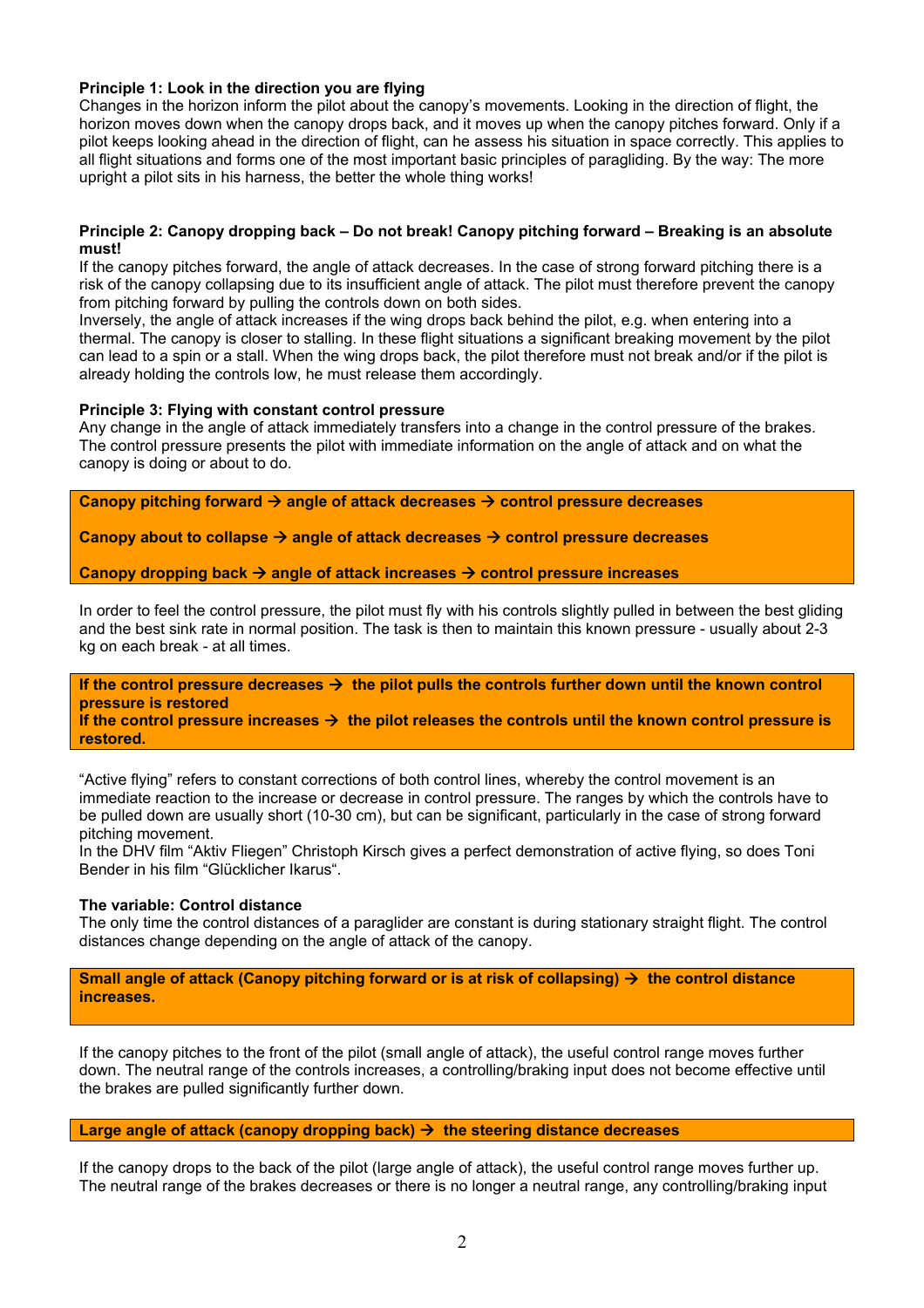**Principle 1: Look in the direction you are flying**

Changes in the horizon inform the pilot about the canopy's movements. Looking in the direction of flight, the horizon moves down when the canopy drops back, and it moves up when the canopy pitches forward. Only if a pilot keeps looking ahead in the direction of flight, can he assess his situation in space correctly. This applies to all flight situations and forms one of the most important basic principles of paragliding. By the way: The more upright a pilot sits in his harness, the better the whole thing works!

**Principle 2: Canopy dropping back – Do not break! Canopy pitching forward – Breaking is an absolute must!**

If the canopy pitches forward, the angle of attack decreases. In the case of strong forward pitching there is a risk of the canopy collapsing due to its insufficient angle of attack. The pilot must therefore prevent the canopy from pitching forward by pulling the controls down on both sides.

Inversely, the angle of attack increases if the wing drops back behind the pilot, e.g. when entering into a thermal. The canopy is closer to stalling. In these flight situations a significant breaking movement by the pilot can lead to a spin or a stall. When the wing drops back, the pilot therefore must not break and/or if the pilot is already holding the controls low, he must release them accordingly.

**Principle 3: Flying with constant control pressure**

Any change in the angle of attack immediately transfers into a change in the control pressure of the brakes. The control pressure presents the pilot with immediate information on the angle of attack and on what the canopy is doing or about to do.

**Canopy pitching forward → angle of attack decreases → control pressure decreases**

**Canopy about to collapse → angle of attack decreases → control pressure decreases**

**Canopy dropping back → angle of attack increases → control pressure increases**

In order to feel the control pressure, the pilot must fly with his controls slightly pulled in between the best gliding and the best sink rate in normal position. The task is then to maintain this known pressure - usually about 2-3 kg on each break - at all times.

**If the control pressure decreases → the pilot pulls the controls further down until the known control pressure is restored**
**If the control pressure increases → the pilot releases the controls until the known control pressure is restored.**

"Active flying" refers to constant corrections of both control lines, whereby the control movement is an immediate reaction to the increase or decrease in control pressure. The ranges by which the controls have to be pulled down are usually short (10-30 cm), but can be significant, particularly in the case of strong forward pitching movement.

In the DHV film "Aktiv Fliegen" Christoph Kirsch gives a perfect demonstration of active flying, so does Toni Bender in his film "Glücklicher Ikarus".

**The variable: Control distance**

The only time the control distances of a paraglider are constant is during stationary straight flight. The control distances change depending on the angle of attack of the canopy.

**Small angle of attack (Canopy pitching forward or is at risk of collapsing) → the control distance increases.**

If the canopy pitches to the front of the pilot (small angle of attack), the useful control range moves further down. The neutral range of the controls increases, a controlling/braking input does not become effective until the brakes are pulled significantly further down.

**Large angle of attack (canopy dropping back) → the steering distance decreases**

If the canopy drops to the back of the pilot (large angle of attack), the useful control range moves further up. The neutral range of the brakes decreases or there is no longer a neutral range, any controlling/braking input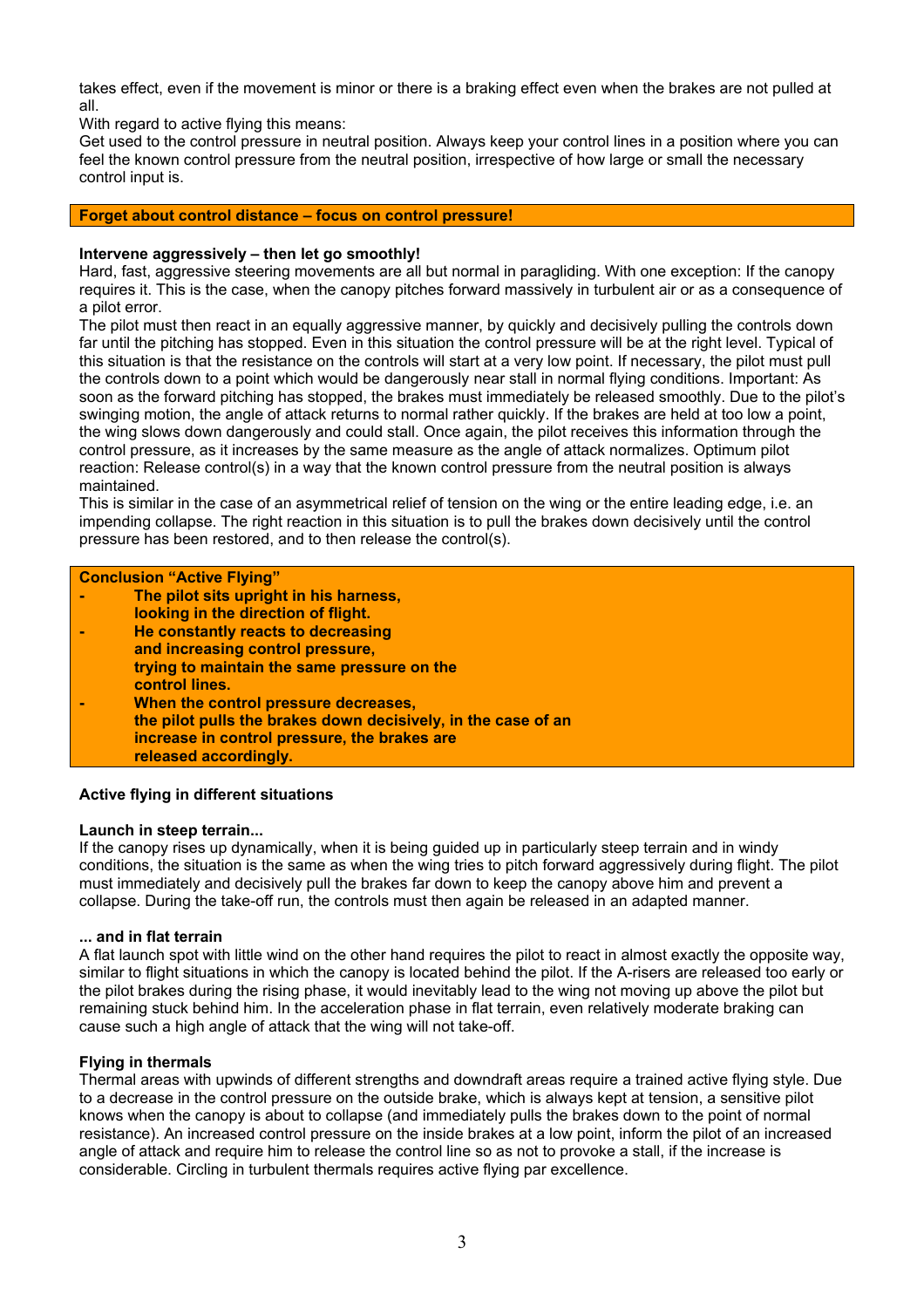takes effect, even if the movement is minor or there is a braking effect even when the brakes are not pulled at all.

With regard to active flying this means:

Get used to the control pressure in neutral position. Always keep your control lines in a position where you can feel the known control pressure from the neutral position, irrespective of how large or small the necessary control input is.

**Forget about control distance – focus on control pressure!**

**Intervene aggressively – then let go smoothly!**

Hard, fast, aggressive steering movements are all but normal in paragliding. With one exception: If the canopy requires it. This is the case, when the canopy pitches forward massively in turbulent air or as a consequence of a pilot error.

The pilot must then react in an equally aggressive manner, by quickly and decisively pulling the controls down far until the pitching has stopped. Even in this situation the control pressure will be at the right level. Typical of this situation is that the resistance on the controls will start at a very low point. If necessary, the pilot must pull the controls down to a point which would be dangerously near stall in normal flying conditions. Important: As soon as the forward pitching has stopped, the brakes must immediately be released smoothly. Due to the pilot's swinging motion, the angle of attack returns to normal rather quickly. If the brakes are held at too low a point, the wing slows down dangerously and could stall. Once again, the pilot receives this information through the control pressure, as it increases by the same measure as the angle of attack normalizes. Optimum pilot reaction: Release control(s) in a way that the known control pressure from the neutral position is always maintained.

This is similar in the case of an asymmetrical relief of tension on the wing or the entire leading edge, i.e. an impending collapse. The right reaction in this situation is to pull the brakes down decisively until the control pressure has been restored, and to then release the control(s).

**Conclusion "Active Flying"**

- **The pilot sits upright in his harness, looking in the direction of flight.**
- **He constantly reacts to decreasing and increasing control pressure, trying to maintain the same pressure on the control lines.**
- **When the control pressure decreases, the pilot pulls the brakes down decisively, in the case of an increase in control pressure, the brakes are released accordingly.**

**Active flying in different situations**

**Launch in steep terrain...**

If the canopy rises up dynamically, when it is being guided up in particularly steep terrain and in windy conditions, the situation is the same as when the wing tries to pitch forward aggressively during flight. The pilot must immediately and decisively pull the brakes far down to keep the canopy above him and prevent a collapse. During the take-off run, the controls must then again be released in an adapted manner.

**... and in flat terrain**

A flat launch spot with little wind on the other hand requires the pilot to react in almost exactly the opposite way, similar to flight situations in which the canopy is located behind the pilot. If the A-risers are released too early or the pilot brakes during the rising phase, it would inevitably lead to the wing not moving up above the pilot but remaining stuck behind him. In the acceleration phase in flat terrain, even relatively moderate braking can cause such a high angle of attack that the wing will not take-off.

**Flying in thermals**

Thermal areas with upwinds of different strengths and downdraft areas require a trained active flying style. Due to a decrease in the control pressure on the outside brake, which is always kept at tension, a sensitive pilot knows when the canopy is about to collapse (and immediately pulls the brakes down to the point of normal resistance). An increased control pressure on the inside brakes at a low point, inform the pilot of an increased angle of attack and require him to release the control line so as not to provoke a stall, if the increase is considerable. Circling in turbulent thermals requires active flying par excellence.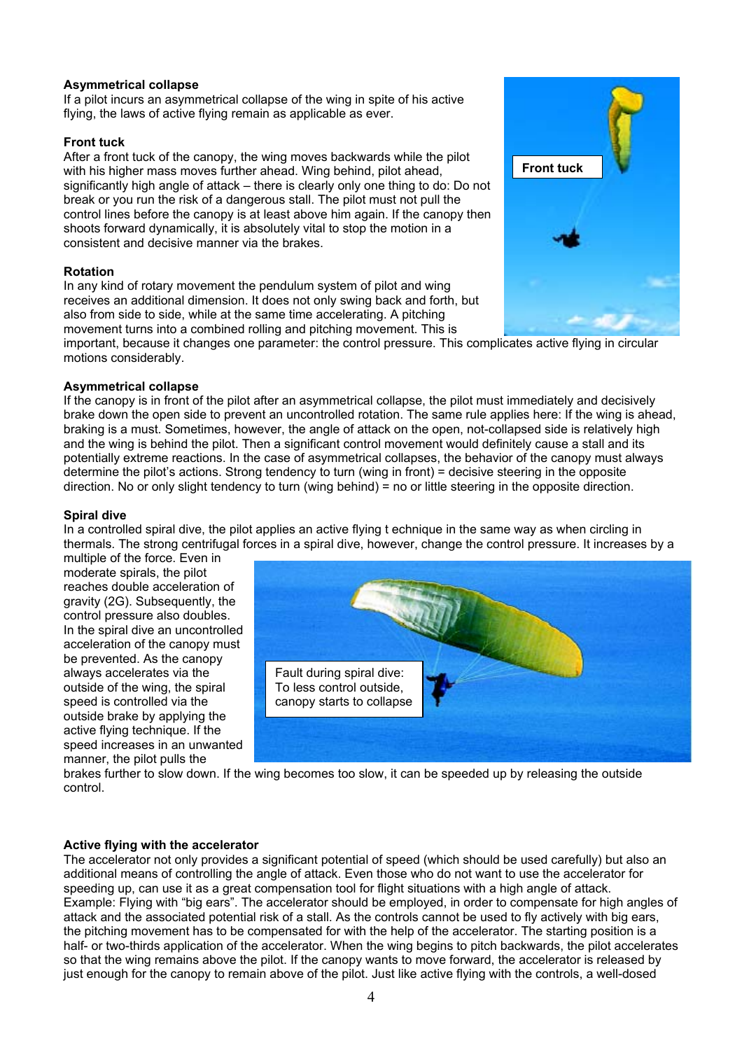**Asymmetrical collapse**

If a pilot incurs an asymmetrical collapse of the wing in spite of his active flying, the laws of active flying remain as applicable as ever.

**Front tuck**

After a front tuck of the canopy, the wing moves backwards while the pilot with his higher mass moves further ahead. Wing behind, pilot ahead, significantly high angle of attack – there is clearly only one thing to do: Do not break or you run the risk of a dangerous stall. The pilot must not pull the control lines before the canopy is at least above him again. If the canopy then shoots forward dynamically, it is absolutely vital to stop the motion in a consistent and decisive manner via the brakes.

Front tuck

**Rotation**

In any kind of rotary movement the pendulum system of pilot and wing receives an additional dimension. It does not only swing back and forth, but also from side to side, while at the same time accelerating. A pitching movement turns into a combined rolling and pitching movement. This is important, because it changes one parameter: the control pressure. This complicates active flying in circular motions considerably.

**Asymmetrical collapse**

If the canopy is in front of the pilot after an asymmetrical collapse, the pilot must immediately and decisively brake down the open side to prevent an uncontrolled rotation. The same rule applies here: If the wing is ahead, braking is a must. Sometimes, however, the angle of attack on the open, not-collapsed side is relatively high and the wing is behind the pilot. Then a significant control movement would definitely cause a stall and its potentially extreme reactions. In the case of asymmetrical collapses, the behavior of the canopy must always determine the pilot's actions. Strong tendency to turn (wing in front) = decisive steering in the opposite direction. No or only slight tendency to turn (wing behind) = no or little steering in the opposite direction.

**Spiral dive**

In a controlled spiral dive, the pilot applies an active flying t echnique in the same way as when circling in thermals. The strong centrifugal forces in a spiral dive, however, change the control pressure. It increases by a multiple of the force. Even in moderate spirals, the pilot reaches double acceleration of gravity (2G). Subsequently, the control pressure also doubles. In the spiral dive an uncontrolled acceleration of the canopy must be prevented. As the canopy always accelerates via the outside of the wing, the spiral speed is controlled via the outside brake by applying the active flying technique. If the speed increases in an unwanted manner, the pilot pulls the brakes further to slow down. If the wing becomes too slow, it can be speeded up by releasing the outside control.

Fault during spiral dive: To less control outside, canopy starts to collapse

**Active flying with the accelerator**

The accelerator not only provides a significant potential of speed (which should be used carefully) but also an additional means of controlling the angle of attack. Even those who do not want to use the accelerator for speeding up, can use it as a great compensation tool for flight situations with a high angle of attack. Example: Flying with "big ears". The accelerator should be employed, in order to compensate for high angles of attack and the associated potential risk of a stall. As the controls cannot be used to fly actively with big ears, the pitching movement has to be compensated for with the help of the accelerator. The starting position is a half- or two-thirds application of the accelerator. When the wing begins to pitch backwards, the pilot accelerates so that the wing remains above the pilot. If the canopy wants to move forward, the accelerator is released by just enough for the canopy to remain above of the pilot. Just like active flying with the controls, a well-dosed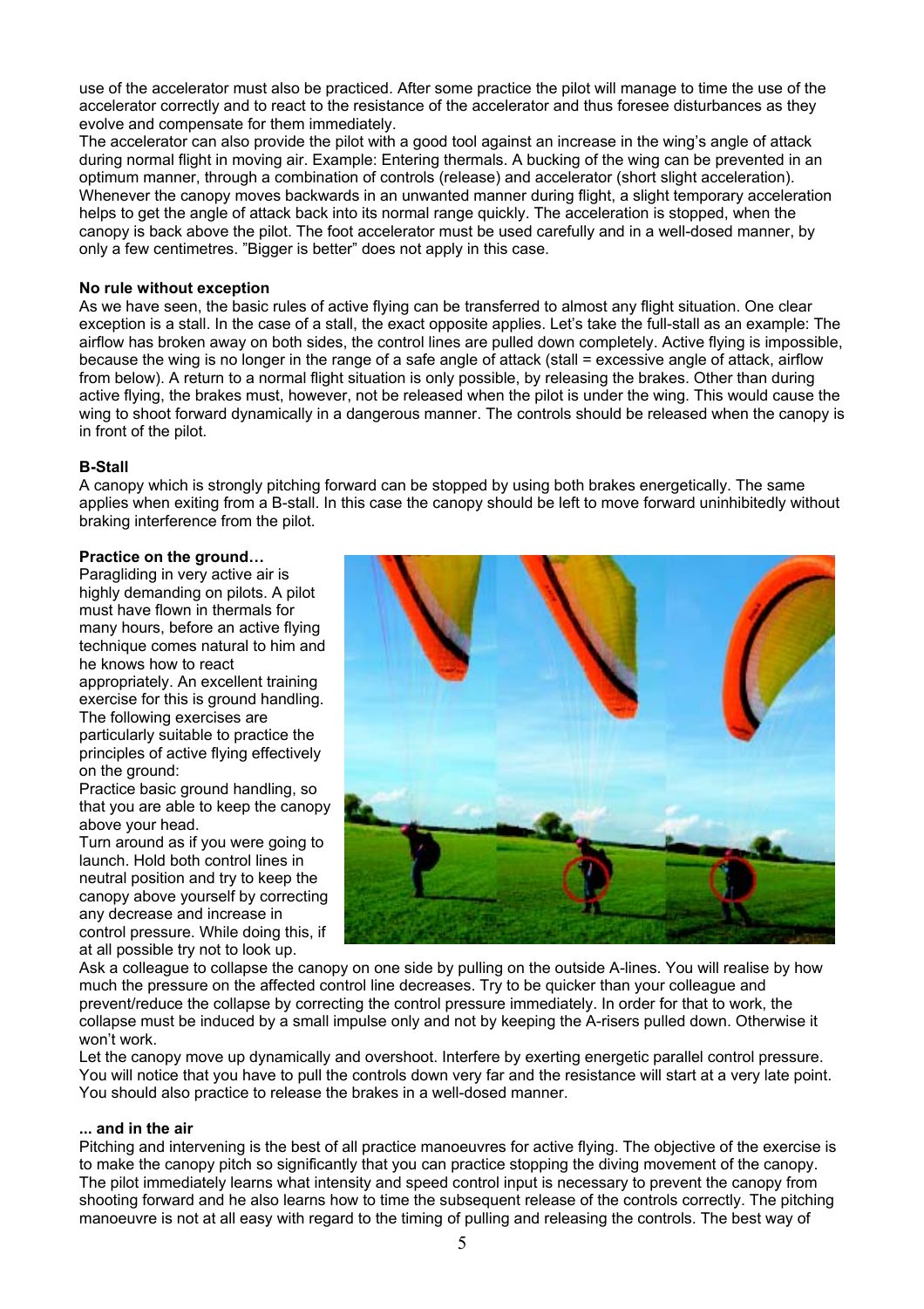use of the accelerator must also be practiced. After some practice the pilot will manage to time the use of the accelerator correctly and to react to the resistance of the accelerator and thus foresee disturbances as they evolve and compensate for them immediately.

The accelerator can also provide the pilot with a good tool against an increase in the wing's angle of attack during normal flight in moving air. Example: Entering thermals. A bucking of the wing can be prevented in an optimum manner, through a combination of controls (release) and accelerator (short slight acceleration). Whenever the canopy moves backwards in an unwanted manner during flight, a slight temporary acceleration helps to get the angle of attack back into its normal range quickly. The acceleration is stopped, when the canopy is back above the pilot. The foot accelerator must be used carefully and in a well-dosed manner, by only a few centimetres. "Bigger is better" does not apply in this case.

**No rule without exception**

As we have seen, the basic rules of active flying can be transferred to almost any flight situation. One clear exception is a stall. In the case of a stall, the exact opposite applies. Let's take the full-stall as an example: The airflow has broken away on both sides, the control lines are pulled down completely. Active flying is impossible, because the wing is no longer in the range of a safe angle of attack (stall = excessive angle of attack, airflow from below). A return to a normal flight situation is only possible, by releasing the brakes. Other than during active flying, the brakes must, however, not be released when the pilot is under the wing. This would cause the wing to shoot forward dynamically in a dangerous manner. The controls should be released when the canopy is in front of the pilot.

**B-Stall**

A canopy which is strongly pitching forward can be stopped by using both brakes energetically. The same applies when exiting from a B-stall. In this case the canopy should be left to move forward uninhibitedly without braking interference from the pilot.

**Practice on the ground…**

Paragliding in very active air is highly demanding on pilots. A pilot must have flown in thermals for many hours, before an active flying technique comes natural to him and he knows how to react appropriately. An excellent training exercise for this is ground handling. The following exercises are particularly suitable to practice the principles of active flying effectively on the ground:

Practice basic ground handling, so that you are able to keep the canopy above your head.

Turn around as if you were going to launch. Hold both control lines in neutral position and try to keep the canopy above yourself by correcting any decrease and increase in control pressure. While doing this, if at all possible try not to look up.

Ask a colleague to collapse the canopy on one side by pulling on the outside A-lines. You will realise by how much the pressure on the affected control line decreases. Try to be quicker than your colleague and prevent/reduce the collapse by correcting the control pressure immediately. In order for that to work, the collapse must be induced by a small impulse only and not by keeping the A-risers pulled down. Otherwise it won't work.

Let the canopy move up dynamically and overshoot. Interfere by exerting energetic parallel control pressure. You will notice that you have to pull the controls down very far and the resistance will start at a very late point. You should also practice to release the brakes in a well-dosed manner.

**... and in the air**

Pitching and intervening is the best of all practice manoeuvres for active flying. The objective of the exercise is to make the canopy pitch so significantly that you can practice stopping the diving movement of the canopy. The pilot immediately learns what intensity and speed control input is necessary to prevent the canopy from shooting forward and he also learns how to time the subsequent release of the controls correctly. The pitching manoeuvre is not at all easy with regard to the timing of pulling and releasing the controls. The best way of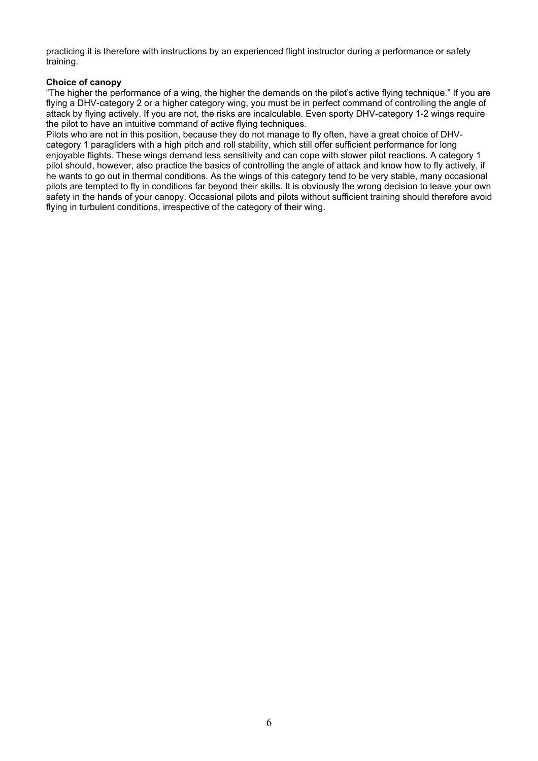practicing it is therefore with instructions by an experienced flight instructor during a performance or safety training.

**Choice of canopy**

"The higher the performance of a wing, the higher the demands on the pilot's active flying technique." If you are flying a DHV-category 2 or a higher category wing, you must be in perfect command of controlling the angle of attack by flying actively. If you are not, the risks are incalculable. Even sporty DHV-category 1-2 wings require the pilot to have an intuitive command of active flying techniques.

Pilots who are not in this position, because they do not manage to fly often, have a great choice of DHV-category 1 paragliders with a high pitch and roll stability, which still offer sufficient performance for long enjoyable flights. These wings demand less sensitivity and can cope with slower pilot reactions. A category 1 pilot should, however, also practice the basics of controlling the angle of attack and know how to fly actively, if he wants to go out in thermal conditions. As the wings of this category tend to be very stable, many occasional pilots are tempted to fly in conditions far beyond their skills. It is obviously the wrong decision to leave your own safety in the hands of your canopy. Occasional pilots and pilots without sufficient training should therefore avoid flying in turbulent conditions, irrespective of the category of their wing.